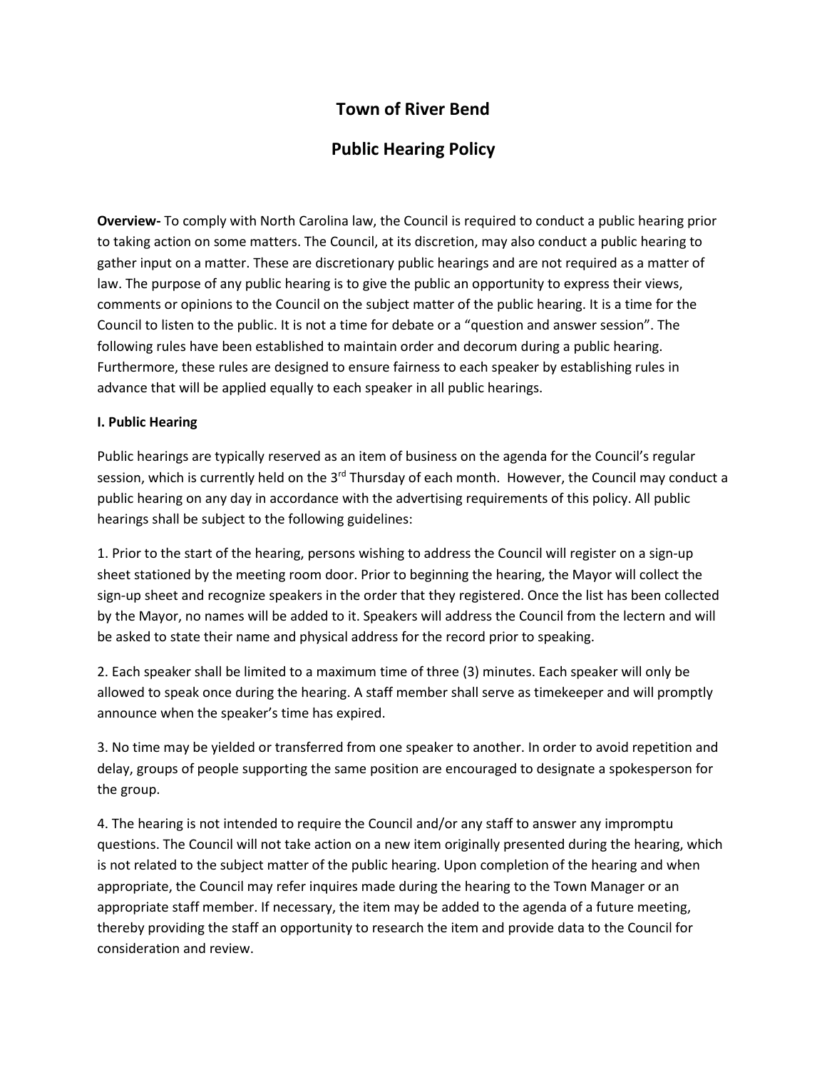# Town of River Bend

## Public Hearing Policy

**Overview-** To comply with North Carolina law, the Council is required to conduct a public hearing prior to taking action on some matters. The Council, at its discretion, may also conduct a public hearing to gather input on a matter. These are discretionary public hearings and are not required as a matter of law. The purpose of any public hearing is to give the public an opportunity to express their views, comments or opinions to the Council on the subject matter of the public hearing. It is a time for the Council to listen to the public. It is not a time for debate or a "question and answer session". The following rules have been established to maintain order and decorum during a public hearing. Furthermore, these rules are designed to ensure fairness to each speaker by establishing rules in advance that will be applied equally to each speaker in all public hearings.

**I. Public Hearing**

Public hearings are typically reserved as an item of business on the agenda for the Council's regular session, which is currently held on the 3rd Thursday of each month. However, the Council may conduct a public hearing on any day in accordance with the advertising requirements of this policy. All public hearings shall be subject to the following guidelines:

1. Prior to the start of the hearing, persons wishing to address the Council will register on a sign-up sheet stationed by the meeting room door. Prior to beginning the hearing, the Mayor will collect the sign-up sheet and recognize speakers in the order that they registered. Once the list has been collected by the Mayor, no names will be added to it. Speakers will address the Council from the lectern and will be asked to state their name and physical address for the record prior to speaking.

2. Each speaker shall be limited to a maximum time of three (3) minutes. Each speaker will only be allowed to speak once during the hearing. A staff member shall serve as timekeeper and will promptly announce when the speaker's time has expired.

3. No time may be yielded or transferred from one speaker to another. In order to avoid repetition and delay, groups of people supporting the same position are encouraged to designate a spokesperson for the group.

4. The hearing is not intended to require the Council and/or any staff to answer any impromptu questions. The Council will not take action on a new item originally presented during the hearing, which is not related to the subject matter of the public hearing. Upon completion of the hearing and when appropriate, the Council may refer inquires made during the hearing to the Town Manager or an appropriate staff member. If necessary, the item may be added to the agenda of a future meeting, thereby providing the staff an opportunity to research the item and provide data to the Council for consideration and review.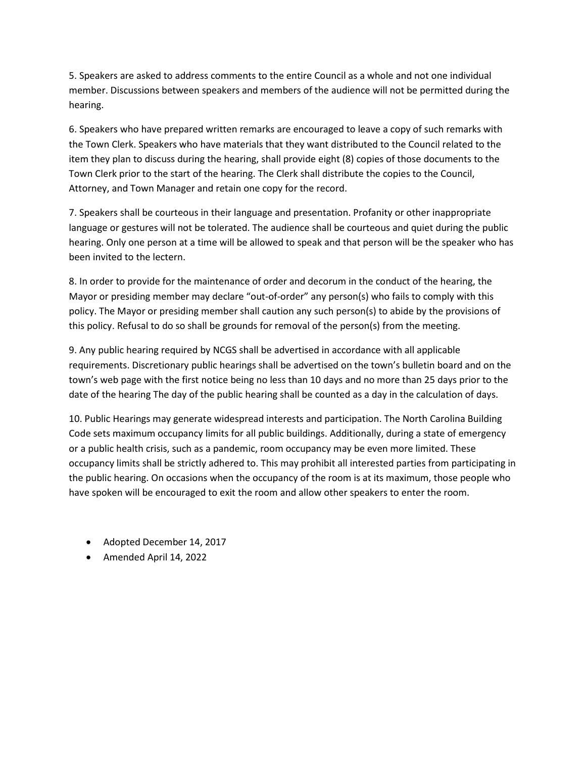5. Speakers are asked to address comments to the entire Council as a whole and not one individual member. Discussions between speakers and members of the audience will not be permitted during the hearing.

6. Speakers who have prepared written remarks are encouraged to leave a copy of such remarks with the Town Clerk. Speakers who have materials that they want distributed to the Council related to the item they plan to discuss during the hearing, shall provide eight (8) copies of those documents to the Town Clerk prior to the start of the hearing. The Clerk shall distribute the copies to the Council, Attorney, and Town Manager and retain one copy for the record.

7. Speakers shall be courteous in their language and presentation. Profanity or other inappropriate language or gestures will not be tolerated. The audience shall be courteous and quiet during the public hearing. Only one person at a time will be allowed to speak and that person will be the speaker who has been invited to the lectern.

8. In order to provide for the maintenance of order and decorum in the conduct of the hearing, the Mayor or presiding member may declare "out-of-order" any person(s) who fails to comply with this policy. The Mayor or presiding member shall caution any such person(s) to abide by the provisions of this policy. Refusal to do so shall be grounds for removal of the person(s) from the meeting.

9. Any public hearing required by NCGS shall be advertised in accordance with all applicable requirements. Discretionary public hearings shall be advertised on the town's bulletin board and on the town's web page with the first notice being no less than 10 days and no more than 25 days prior to the date of the hearing The day of the public hearing shall be counted as a day in the calculation of days.

10. Public Hearings may generate widespread interests and participation. The North Carolina Building Code sets maximum occupancy limits for all public buildings. Additionally, during a state of emergency or a public health crisis, such as a pandemic, room occupancy may be even more limited. These occupancy limits shall be strictly adhered to. This may prohibit all interested parties from participating in the public hearing. On occasions when the occupancy of the room is at its maximum, those people who have spoken will be encouraged to exit the room and allow other speakers to enter the room.

- Adopted December 14, 2017
- Amended April 14, 2022